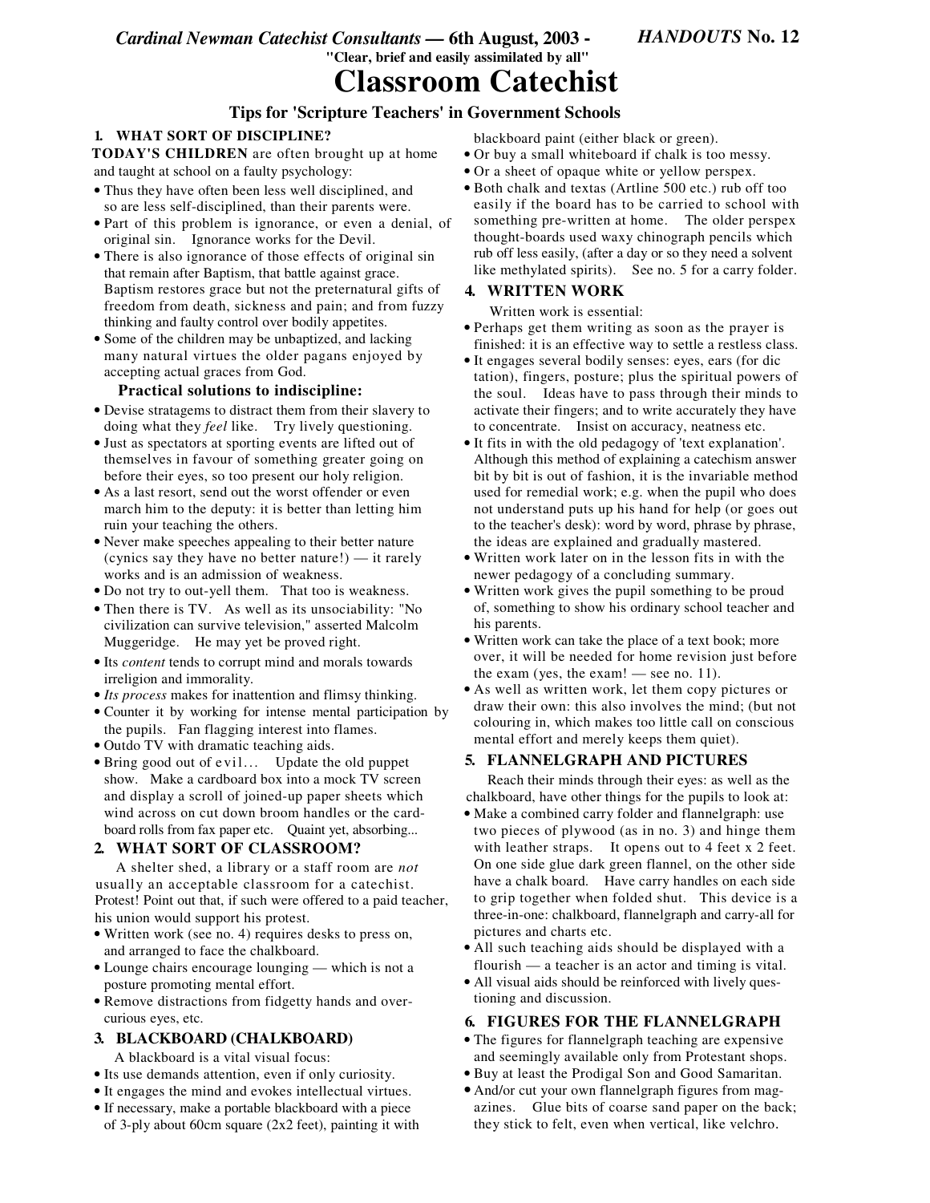*Cardinal Newman Catechist Consultants* **— 6th August, 2003 -** ***HANDOUTS*** **No. 12**

**"Clear, brief and easily assimilated by all"**

# Classroom Catechist

### Tips for 'Scripture Teachers' in Government Schools

## 1. WHAT SORT OF DISCIPLINE?

**TODAY'S CHILDREN** are often brought up at home and taught at school on a faulty psychology:

- Thus they have often been less well disciplined, and so are less self-disciplined, than their parents were.
- Part of this problem is ignorance, or even a denial, of original sin. Ignorance works for the Devil.
- There is also ignorance of those effects of original sin that remain after Baptism, that battle against grace. Baptism restores grace but not the preternatural gifts of freedom from death, sickness and pain; and from fuzzy thinking and faulty control over bodily appetites.
- Some of the children may be unbaptized, and lacking many natural virtues the older pagans enjoyed by accepting actual graces from God.

**Practical solutions to indiscipline:**

- Devise stratagems to distract them from their slavery to doing what they *feel* like. Try lively questioning.
- Just as spectators at sporting events are lifted out of themselves in favour of something greater going on before their eyes, so too present our holy religion.
- As a last resort, send out the worst offender or even march him to the deputy: it is better than letting him ruin your teaching the others.
- Never make speeches appealing to their better nature (cynics say they have no better nature!) — it rarely works and is an admission of weakness.
- Do not try to out-yell them. That too is weakness.
- Then there is TV. As well as its unsociability: "No civilization can survive television," asserted Malcolm Muggeridge. He may yet be proved right.
- Its *content* tends to corrupt mind and morals towards irreligion and immorality.
- *Its process* makes for inattention and flimsy thinking.
- Counter it by working for intense mental participation by the pupils. Fan flagging interest into flames.
- Outdo TV with dramatic teaching aids.
- Bring good out of evil... Update the old puppet show. Make a cardboard box into a mock TV screen and display a scroll of joined-up paper sheets which wind across on cut down broom handles or the cardboard rolls from fax paper etc. Quaint yet, absorbing...

## 2. WHAT SORT OF CLASSROOM?

A shelter shed, a library or a staff room are *not* usually an acceptable classroom for a catechist. Protest! Point out that, if such were offered to a paid teacher, his union would support his protest.

- Written work (see no. 4) requires desks to press on, and arranged to face the chalkboard.
- Lounge chairs encourage lounging — which is not a posture promoting mental effort.
- Remove distractions from fidgetty hands and over-curious eyes, etc.

## 3. BLACKBOARD (CHALKBOARD)

A blackboard is a vital visual focus:

- Its use demands attention, even if only curiosity.
- It engages the mind and evokes intellectual virtues.
- If necessary, make a portable blackboard with a piece of 3-ply about 60cm square (2x2 feet), painting it with blackboard paint (either black or green).
- Or buy a small whiteboard if chalk is too messy.
- Or a sheet of opaque white or yellow perspex.
- Both chalk and textas (Artline 500 etc.) rub off too easily if the board has to be carried to school with something pre-written at home. The older perspex thought-boards used waxy chinograph pencils which rub off less easily, (after a day or so they need a solvent like methylated spirits). See no. 5 for a carry folder.

## 4. WRITTEN WORK

Written work is essential:

- Perhaps get them writing as soon as the prayer is finished: it is an effective way to settle a restless class.
- It engages several bodily senses: eyes, ears (for dictation), fingers, posture; plus the spiritual powers of the soul. Ideas have to pass through their minds to activate their fingers; and to write accurately they have to concentrate. Insist on accuracy, neatness etc.
- It fits in with the old pedagogy of 'text explanation'. Although this method of explaining a catechism answer bit by bit is out of fashion, it is the invariable method used for remedial work; e.g. when the pupil who does not understand puts up his hand for help (or goes out to the teacher's desk): word by word, phrase by phrase, the ideas are explained and gradually mastered.
- Written work later on in the lesson fits in with the newer pedagogy of a concluding summary.
- Written work gives the pupil something to be proud of, something to show his ordinary school teacher and his parents.
- Written work can take the place of a text book; moreover, it will be needed for home revision just before the exam (yes, the exam! — see no. 11).
- As well as written work, let them copy pictures or draw their own: this also involves the mind; (but not colouring in, which makes too little call on conscious mental effort and merely keeps them quiet).

## 5. FLANNELGRAPH AND PICTURES

Reach their minds through their eyes: as well as the chalkboard, have other things for the pupils to look at:

- Make a combined carry folder and flannelgraph: use two pieces of plywood (as in no. 3) and hinge them with leather straps. It opens out to 4 feet x 2 feet. On one side glue dark green flannel, on the other side have a chalk board. Have carry handles on each side to grip together when folded shut. This device is a three-in-one: chalkboard, flannelgraph and carry-all for pictures and charts etc.
- All such teaching aids should be displayed with a flourish — a teacher is an actor and timing is vital.
- All visual aids should be reinforced with lively questioning and discussion.

## 6. FIGURES FOR THE FLANNELGRAPH

- The figures for flannelgraph teaching are expensive and seemingly available only from Protestant shops.
- Buy at least the Prodigal Son and Good Samaritan.
- And/or cut your own flannelgraph figures from magazines. Glue bits of coarse sand paper on the back; they stick to felt, even when vertical, like velchro.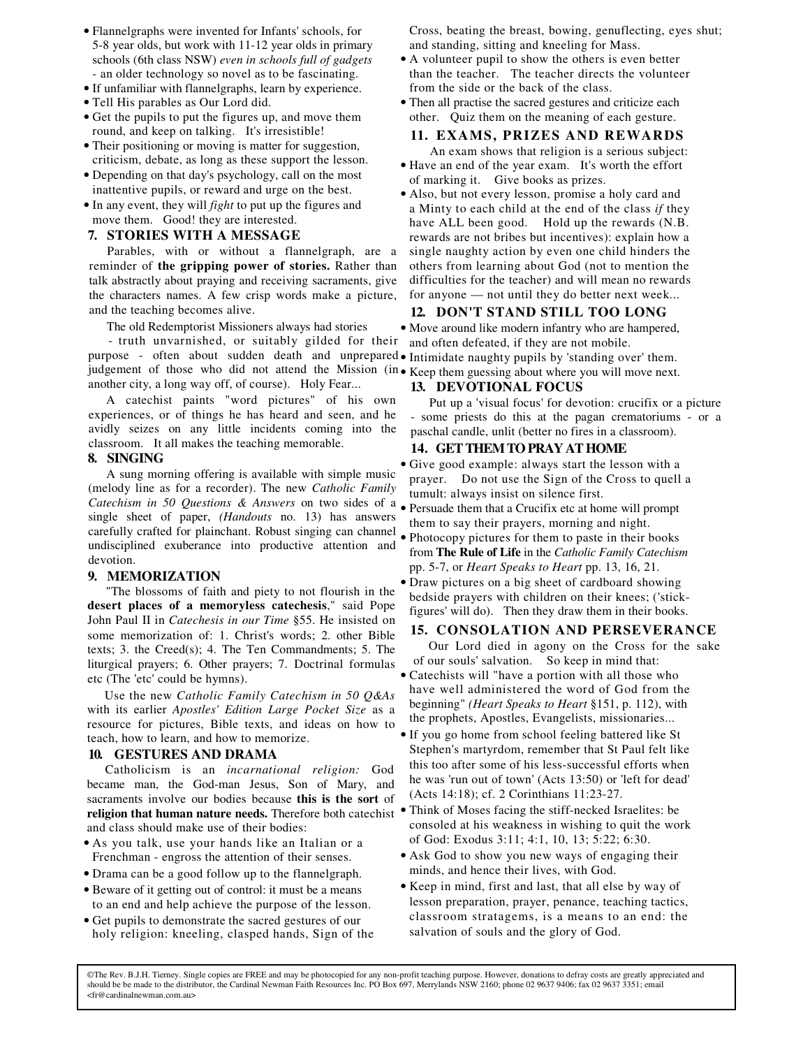- Flannelgraphs were invented for Infants' schools, for 5-8 year olds, but work with 11-12 year olds in primary schools (6th class NSW) *even in schools full of gadgets* - an older technology so novel as to be fascinating.
- If unfamiliar with flannelgraphs, learn by experience.
- Tell His parables as Our Lord did.
- Get the pupils to put the figures up, and move them round, and keep on talking. It's irresistible!
- Their positioning or moving is matter for suggestion, criticism, debate, as long as these support the lesson.
- Depending on that day's psychology, call on the most inattentive pupils, or reward and urge on the best.
- In any event, they will *fight* to put up the figures and move them. Good! they are interested.

## 7. STORIES WITH A MESSAGE

Parables, with or without a flannelgraph, are a reminder of **the gripping power of stories.** Rather than talk abstractly about praying and receiving sacraments, give the characters names. A few crisp words make a picture, and the teaching becomes alive.

The old Redemptorist Missioners always had stories - truth unvarnished, or suitably gilded for their purpose - often about sudden death and unprepared judgement of those who did not attend the Mission (in another city, a long way off, of course). Holy Fear...

A catechist paints "word pictures" of his own experiences, or of things he has heard and seen, and he avidly seizes on any little incidents coming into the classroom. It all makes the teaching memorable.

## 8. SINGING

A sung morning offering is available with simple music (melody line as for a recorder). The new *Catholic Family Catechism in 50 Questions & Answers* on two sides of a single sheet of paper, *(Handouts* no. 13) has answers carefully crafted for plainchant. Robust singing can channel undisciplined exuberance into productive attention and devotion.

## 9. MEMORIZATION

"The blossoms of faith and piety to not flourish in the **desert places of a memoryless catechesis**," said Pope John Paul II in *Catechesis in our Time* §55. He insisted on some memorization of: 1. Christ's words; 2. other Bible texts; 3. the Creed(s); 4. The Ten Commandments; 5. The liturgical prayers; 6. Other prayers; 7. Doctrinal formulas etc (The 'etc' could be hymns).

Use the new *Catholic Family Catechism in 50 Q&As* with its earlier *Apostles' Edition Large Pocket Size* as a resource for pictures, Bible texts, and ideas on how to teach, how to learn, and how to memorize.

## 10. GESTURES AND DRAMA

Catholicism is an *incarnational religion:* God became man, the God-man Jesus, Son of Mary, and sacraments involve our bodies because **this is the sort of religion that human nature needs.** Therefore both catechist and class should make use of their bodies:

- As you talk, use your hands like an Italian or a Frenchman - engross the attention of their senses.
- Drama can be a good follow up to the flannelgraph.
- Beware of it getting out of control: it must be a means to an end and help achieve the purpose of the lesson.
- Get pupils to demonstrate the sacred gestures of our holy religion: kneeling, clasped hands, Sign of the Cross, beating the breast, bowing, genuflecting, eyes shut; and standing, sitting and kneeling for Mass.
- A volunteer pupil to show the others is even better than the teacher. The teacher directs the volunteer from the side or the back of the class.
- Then all practise the sacred gestures and criticize each other. Quiz them on the meaning of each gesture.

## 11. EXAMS, PRIZES AND REWARDS

An exam shows that religion is a serious subject:

- Have an end of the year exam. It's worth the effort of marking it. Give books as prizes.
- Also, but not every lesson, promise a holy card and a Minty to each child at the end of the class *if* they have ALL been good. Hold up the rewards (N.B. rewards are not bribes but incentives): explain how a single naughty action by even one child hinders the others from learning about God (not to mention the difficulties for the teacher) and will mean no rewards for anyone — not until they do better next week...

## 12. DON'T STAND STILL TOO LONG

- Move around like modern infantry who are hampered, and often defeated, if they are not mobile.
- Intimidate naughty pupils by 'standing over' them.
- Keep them guessing about where you will move next.

## 13. DEVOTIONAL FOCUS

Put up a 'visual focus' for devotion: crucifix or a picture - some priests do this at the pagan crematoriums - or a paschal candle, unlit (better no fires in a classroom).

## 14. GET THEM TO PRAY AT HOME

- Give good example: always start the lesson with a prayer. Do not use the Sign of the Cross to quell a tumult: always insist on silence first.
- Persuade them that a Crucifix etc at home will prompt them to say their prayers, morning and night.
- Photocopy pictures for them to paste in their books from **The Rule of Life** in the *Catholic Family Catechism* pp. 5-7, or *Heart Speaks to Heart* pp. 13, 16, 21.
- Draw pictures on a big sheet of cardboard showing bedside prayers with children on their knees; ('stick-figures' will do). Then they draw them in their books.

## 15. CONSOLATION AND PERSEVERANCE

Our Lord died in agony on the Cross for the sake of our souls' salvation. So keep in mind that:

- Catechists will "have a portion with all those who have well administered the word of God from the beginning" *(Heart Speaks to Heart* §151, p. 112), with the prophets, Apostles, Evangelists, missionaries...
- If you go home from school feeling battered like St Stephen's martyrdom, remember that St Paul felt like this too after some of his less-successful efforts when he was 'run out of town' (Acts 13:50) or 'left for dead' (Acts 14:18); cf. 2 Corinthians 11:23-27.
- Think of Moses facing the stiff-necked Israelites: be consoled at his weakness in wishing to quit the work of God: Exodus 3:11; 4:1, 10, 13; 5:22; 6:30.
- Ask God to show you new ways of engaging their minds, and hence their lives, with God.
- Keep in mind, first and last, that all else by way of lesson preparation, prayer, penance, teaching tactics, classroom stratagems, is a means to an end: the salvation of souls and the glory of God.

©The Rev. B.J.H. Tierney. Single copies are FREE and may be photocopied for any non-profit teaching purpose. However, donations to defray costs are greatly appreciated and should be be made to the distributor, the Cardinal Newman Faith Resources Inc. PO Box 697, Merrylands NSW 2160; phone 02 9637 9406; fax 02 9637 3351; email <fr@cardinalnewman.com.au>